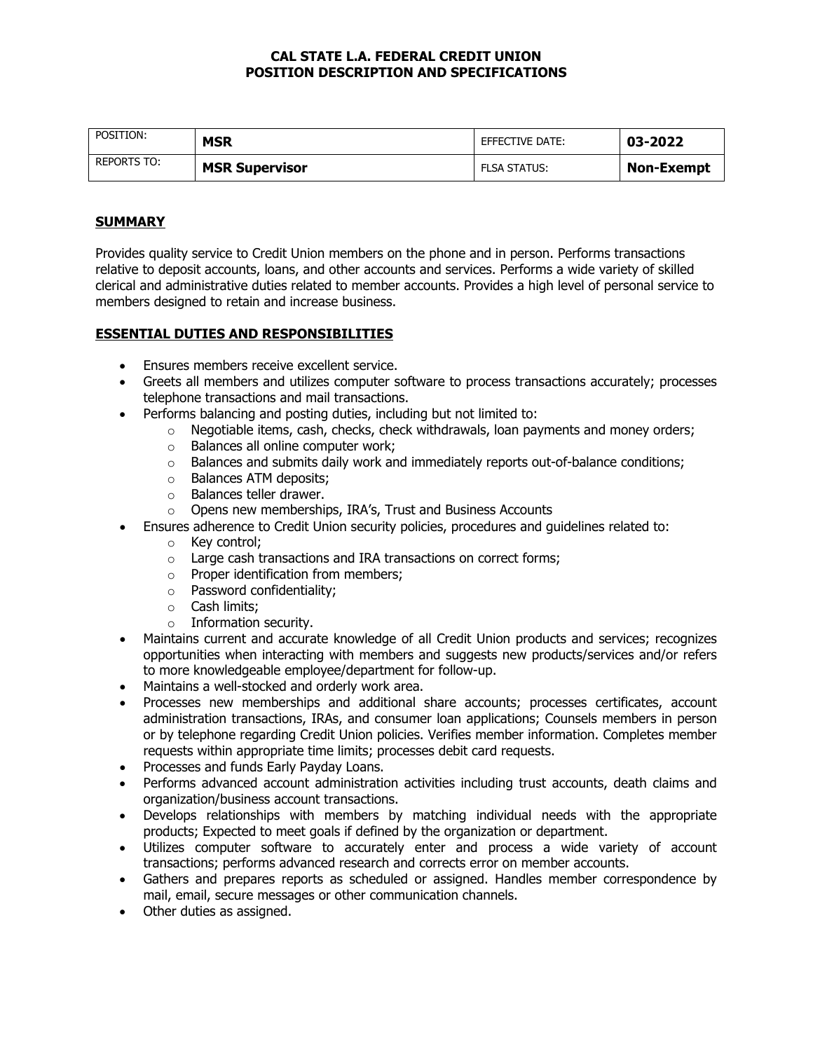# CAL STATE L.A. FEDERAL CREDIT UNION
# POSITION DESCRIPTION AND SPECIFICATIONS

| POSITION: | **MSR** | EFFECTIVE DATE: | **03-2022** |
|---|---|---|---|
| REPORTS TO: | **MSR Supervisor** | FLSA STATUS: | **Non-Exempt** |

## SUMMARY

Provides quality service to Credit Union members on the phone and in person. Performs transactions relative to deposit accounts, loans, and other accounts and services. Performs a wide variety of skilled clerical and administrative duties related to member accounts. Provides a high level of personal service to members designed to retain and increase business.

## ESSENTIAL DUTIES AND RESPONSIBILITIES

- Ensures members receive excellent service.
- Greets all members and utilizes computer software to process transactions accurately; processes telephone transactions and mail transactions.
- Performs balancing and posting duties, including but not limited to:
  - Negotiable items, cash, checks, check withdrawals, loan payments and money orders;
  - Balances all online computer work;
  - Balances and submits daily work and immediately reports out-of-balance conditions;
  - Balances ATM deposits;
  - Balances teller drawer.
  - Opens new memberships, IRA's, Trust and Business Accounts
- Ensures adherence to Credit Union security policies, procedures and guidelines related to:
  - Key control;
  - Large cash transactions and IRA transactions on correct forms;
  - Proper identification from members;
  - Password confidentiality;
  - Cash limits;
  - Information security.
- Maintains current and accurate knowledge of all Credit Union products and services; recognizes opportunities when interacting with members and suggests new products/services and/or refers to more knowledgeable employee/department for follow-up.
- Maintains a well-stocked and orderly work area.
- Processes new memberships and additional share accounts; processes certificates, account administration transactions, IRAs, and consumer loan applications; Counsels members in person or by telephone regarding Credit Union policies. Verifies member information. Completes member requests within appropriate time limits; processes debit card requests.
- Processes and funds Early Payday Loans.
- Performs advanced account administration activities including trust accounts, death claims and organization/business account transactions.
- Develops relationships with members by matching individual needs with the appropriate products; Expected to meet goals if defined by the organization or department.
- Utilizes computer software to accurately enter and process a wide variety of account transactions; performs advanced research and corrects error on member accounts.
- Gathers and prepares reports as scheduled or assigned. Handles member correspondence by mail, email, secure messages or other communication channels.
- Other duties as assigned.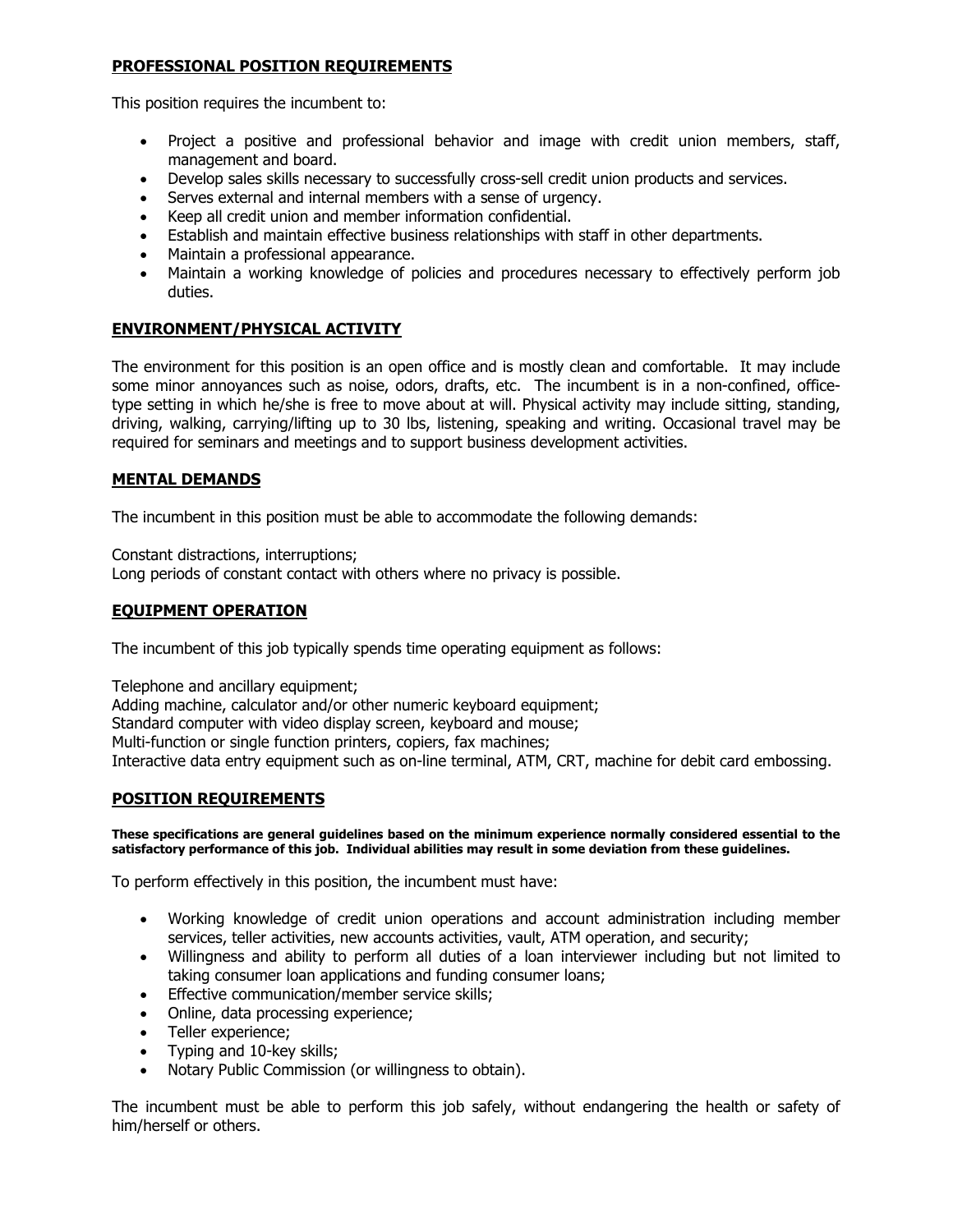## PROFESSIONAL POSITION REQUIREMENTS

This position requires the incumbent to:

- Project a positive and professional behavior and image with credit union members, staff, management and board.
- Develop sales skills necessary to successfully cross-sell credit union products and services.
- Serves external and internal members with a sense of urgency.
- Keep all credit union and member information confidential.
- Establish and maintain effective business relationships with staff in other departments.
- Maintain a professional appearance.
- Maintain a working knowledge of policies and procedures necessary to effectively perform job duties.

## ENVIRONMENT/PHYSICAL ACTIVITY

The environment for this position is an open office and is mostly clean and comfortable. It may include some minor annoyances such as noise, odors, drafts, etc. The incumbent is in a non-confined, office-type setting in which he/she is free to move about at will. Physical activity may include sitting, standing, driving, walking, carrying/lifting up to 30 lbs, listening, speaking and writing. Occasional travel may be required for seminars and meetings and to support business development activities.

## MENTAL DEMANDS

The incumbent in this position must be able to accommodate the following demands:

Constant distractions, interruptions;
Long periods of constant contact with others where no privacy is possible.

## EQUIPMENT OPERATION

The incumbent of this job typically spends time operating equipment as follows:

Telephone and ancillary equipment;
Adding machine, calculator and/or other numeric keyboard equipment;
Standard computer with video display screen, keyboard and mouse;
Multi-function or single function printers, copiers, fax machines;
Interactive data entry equipment such as on-line terminal, ATM, CRT, machine for debit card embossing.

## POSITION REQUIREMENTS

**These specifications are general guidelines based on the minimum experience normally considered essential to the satisfactory performance of this job. Individual abilities may result in some deviation from these guidelines.**

To perform effectively in this position, the incumbent must have:

- Working knowledge of credit union operations and account administration including member services, teller activities, new accounts activities, vault, ATM operation, and security;
- Willingness and ability to perform all duties of a loan interviewer including but not limited to taking consumer loan applications and funding consumer loans;
- Effective communication/member service skills;
- Online, data processing experience;
- Teller experience;
- Typing and 10-key skills;
- Notary Public Commission (or willingness to obtain).

The incumbent must be able to perform this job safely, without endangering the health or safety of him/herself or others.